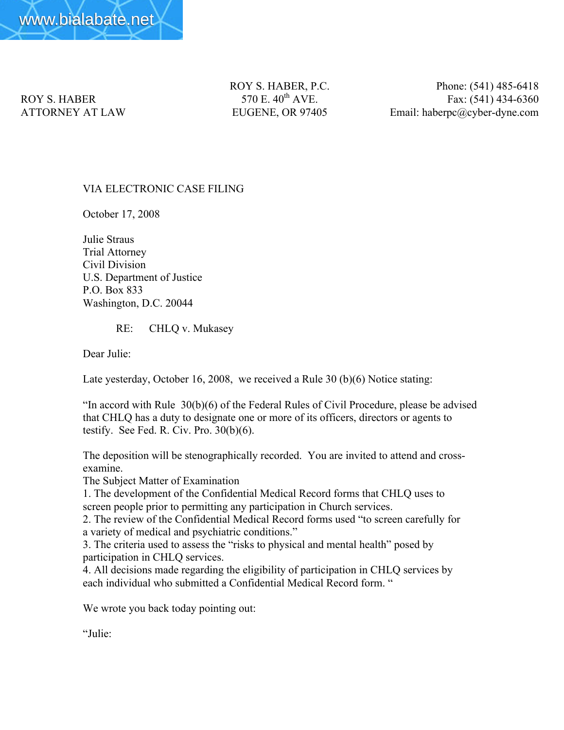ROY S. HABER
ATTORNEY AT LAW

ROY S. HABER, P.C.
570 E. 40th AVE.
EUGENE, OR 97405

Phone: (541) 485-6418
Fax: (541) 434-6360
Email: haberpc@cyber-dyne.com

VIA ELECTRONIC CASE FILING

October 17, 2008

Julie Straus
Trial Attorney
Civil Division
U.S. Department of Justice
P.O. Box 833
Washington, D.C. 20044

RE: CHLQ v. Mukasey

Dear Julie:

Late yesterday, October 16, 2008, we received a Rule 30 (b)(6) Notice stating:

"In accord with Rule 30(b)(6) of the Federal Rules of Civil Procedure, please be advised that CHLQ has a duty to designate one or more of its officers, directors or agents to testify. See Fed. R. Civ. Pro. 30(b)(6).

The deposition will be stenographically recorded. You are invited to attend and cross-examine.
The Subject Matter of Examination
1. The development of the Confidential Medical Record forms that CHLQ uses to screen people prior to permitting any participation in Church services.
2. The review of the Confidential Medical Record forms used "to screen carefully for a variety of medical and psychiatric conditions."
3. The criteria used to assess the "risks to physical and mental health" posed by participation in CHLQ services.
4. All decisions made regarding the eligibility of participation in CHLQ services by each individual who submitted a Confidential Medical Record form. "

We wrote you back today pointing out:

"Julie: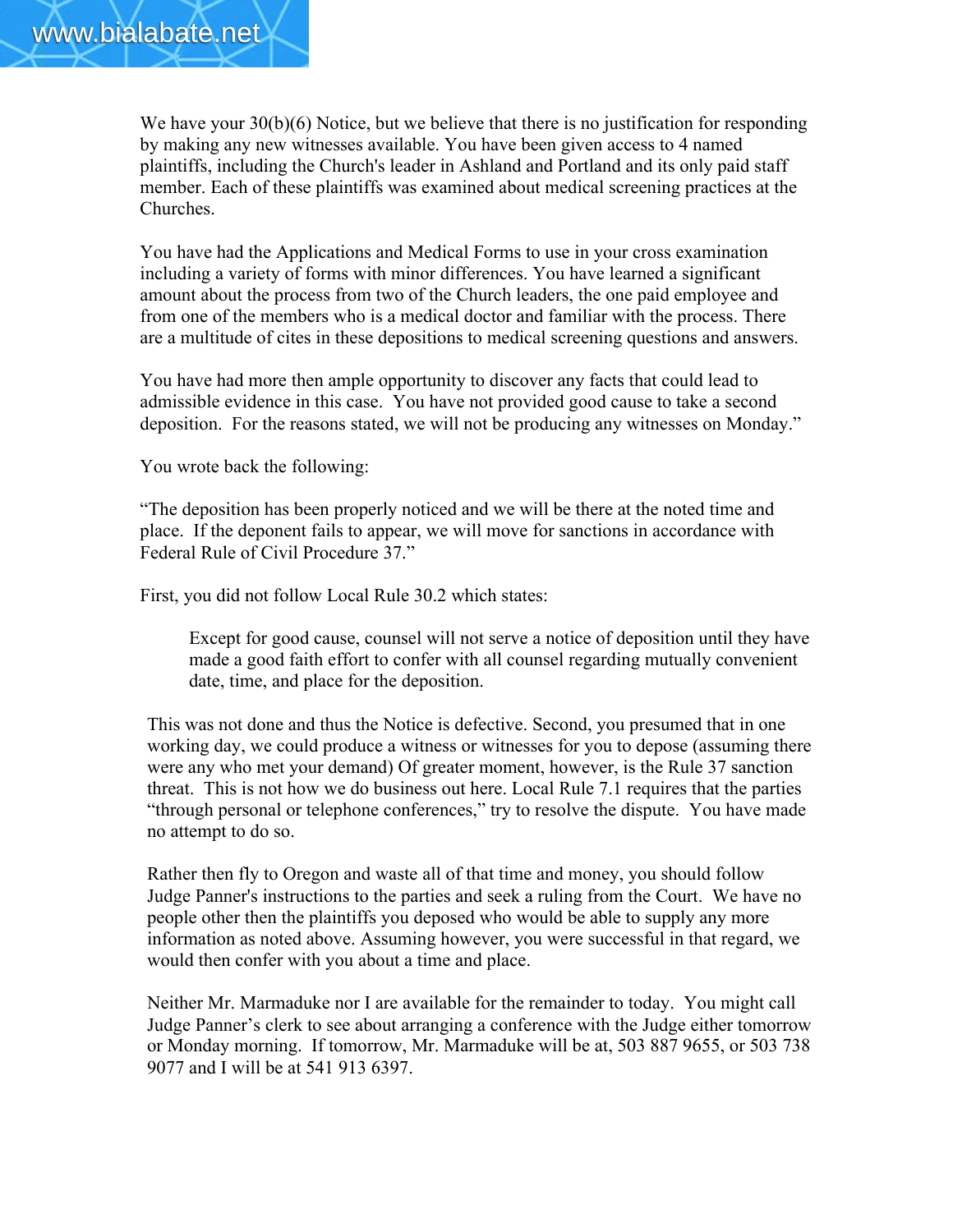We have your 30(b)(6) Notice, but we believe that there is no justification for responding by making any new witnesses available. You have been given access to 4 named plaintiffs, including the Church's leader in Ashland and Portland and its only paid staff member. Each of these plaintiffs was examined about medical screening practices at the Churches.

You have had the Applications and Medical Forms to use in your cross examination including a variety of forms with minor differences. You have learned a significant amount about the process from two of the Church leaders, the one paid employee and from one of the members who is a medical doctor and familiar with the process. There are a multitude of cites in these depositions to medical screening questions and answers.

You have had more then ample opportunity to discover any facts that could lead to admissible evidence in this case. You have not provided good cause to take a second deposition. For the reasons stated, we will not be producing any witnesses on Monday."

You wrote back the following:

"The deposition has been properly noticed and we will be there at the noted time and place. If the deponent fails to appear, we will move for sanctions in accordance with Federal Rule of Civil Procedure 37."

First, you did not follow Local Rule 30.2 which states:

> Except for good cause, counsel will not serve a notice of deposition until they have made a good faith effort to confer with all counsel regarding mutually convenient date, time, and place for the deposition.

This was not done and thus the Notice is defective. Second, you presumed that in one working day, we could produce a witness or witnesses for you to depose (assuming there were any who met your demand) Of greater moment, however, is the Rule 37 sanction threat. This is not how we do business out here. Local Rule 7.1 requires that the parties "through personal or telephone conferences," try to resolve the dispute. You have made no attempt to do so.

Rather then fly to Oregon and waste all of that time and money, you should follow Judge Panner's instructions to the parties and seek a ruling from the Court. We have no people other then the plaintiffs you deposed who would be able to supply any more information as noted above. Assuming however, you were successful in that regard, we would then confer with you about a time and place.

Neither Mr. Marmaduke nor I are available for the remainder to today. You might call Judge Panner's clerk to see about arranging a conference with the Judge either tomorrow or Monday morning. If tomorrow, Mr. Marmaduke will be at, 503 887 9655, or 503 738 9077 and I will be at 541 913 6397.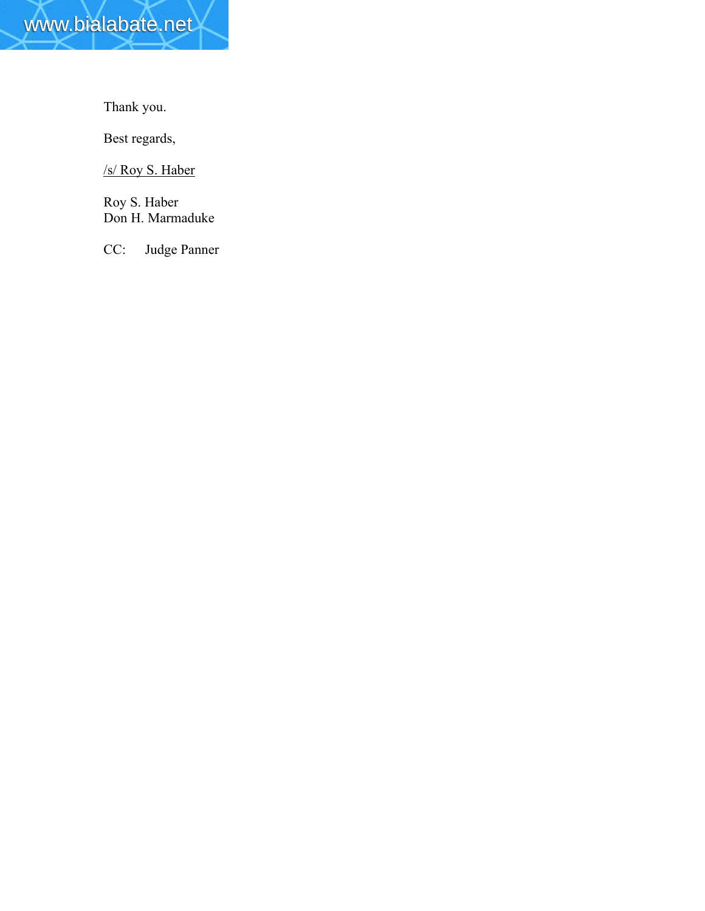Thank you.

Best regards,

/s/ Roy S. Haber

Roy S. Haber
Don H. Marmaduke

CC: Judge Panner